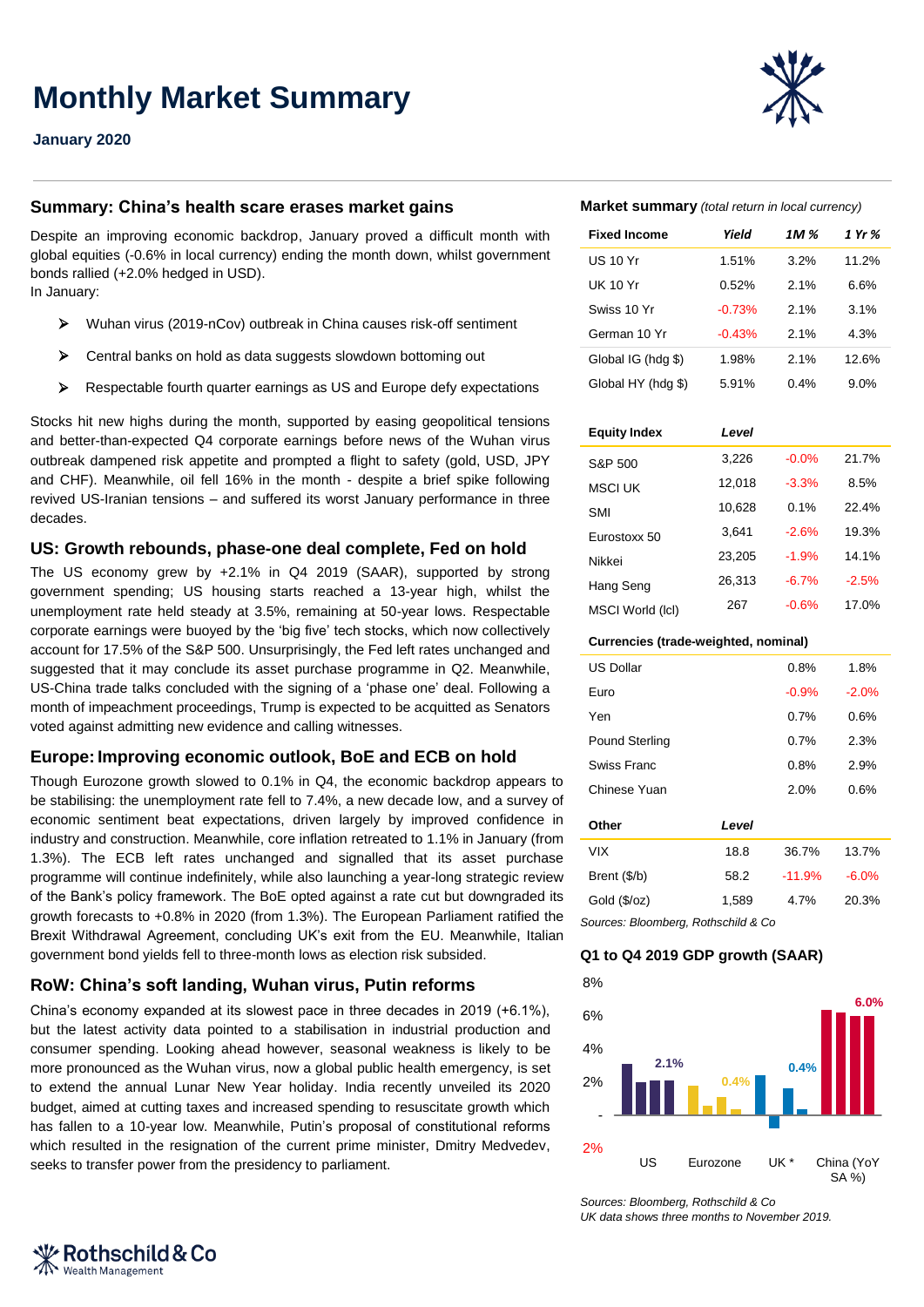# Monthly Market Summary

**January 2020**

## Summary: China's health scare erases market gains

Despite an improving economic backdrop, January proved a difficult month with global equities (-0.6% in local currency) ending the month down, whilst government bonds rallied (+2.0% hedged in USD).
In January:

- Wuhan virus (2019-nCov) outbreak in China causes risk-off sentiment
- Central banks on hold as data suggests slowdown bottoming out
- Respectable fourth quarter earnings as US and Europe defy expectations

Stocks hit new highs during the month, supported by easing geopolitical tensions and better-than-expected Q4 corporate earnings before news of the Wuhan virus outbreak dampened risk appetite and prompted a flight to safety (gold, USD, JPY and CHF). Meanwhile, oil fell 16% in the month - despite a brief spike following revived US-Iranian tensions – and suffered its worst January performance in three decades.

## US: Growth rebounds, phase-one deal complete, Fed on hold

The US economy grew by +2.1% in Q4 2019 (SAAR), supported by strong government spending; US housing starts reached a 13-year high, whilst the unemployment rate held steady at 3.5%, remaining at 50-year lows. Respectable corporate earnings were buoyed by the 'big five' tech stocks, which now collectively account for 17.5% of the S&P 500. Unsurprisingly, the Fed left rates unchanged and suggested that it may conclude its asset purchase programme in Q2. Meanwhile, US-China trade talks concluded with the signing of a 'phase one' deal. Following a month of impeachment proceedings, Trump is expected to be acquitted as Senators voted against admitting new evidence and calling witnesses.

## Europe: Improving economic outlook, BoE and ECB on hold

Though Eurozone growth slowed to 0.1% in Q4, the economic backdrop appears to be stabilising: the unemployment rate fell to 7.4%, a new decade low, and a survey of economic sentiment beat expectations, driven largely by improved confidence in industry and construction. Meanwhile, core inflation retreated to 1.1% in January (from 1.3%). The ECB left rates unchanged and signalled that its asset purchase programme will continue indefinitely, while also launching a year-long strategic review of the Bank's policy framework. The BoE opted against a rate cut but downgraded its growth forecasts to +0.8% in 2020 (from 1.3%). The European Parliament ratified the Brexit Withdrawal Agreement, concluding UK's exit from the EU. Meanwhile, Italian government bond yields fell to three-month lows as election risk subsided.

## RoW: China's soft landing, Wuhan virus, Putin reforms

China's economy expanded at its slowest pace in three decades in 2019 (+6.1%), but the latest activity data pointed to a stabilisation in industrial production and consumer spending. Looking ahead however, seasonal weakness is likely to be more pronounced as the Wuhan virus, now a global public health emergency, is set to extend the annual Lunar New Year holiday. India recently unveiled its 2020 budget, aimed at cutting taxes and increased spending to resuscitate growth which has fallen to a 10-year low. Meanwhile, Putin's proposal of constitutional reforms which resulted in the resignation of the current prime minister, Dmitry Medvedev, seeks to transfer power from the presidency to parliament.

**Market summary** *(total return in local currency)*

| **Fixed Income** | ***Yield*** | ***1M %*** | ***1 Yr %*** |
|---|---|---|---|
| US 10 Yr | 1.51% | 3.2% | 11.2% |
| UK 10 Yr | 0.52% | 2.1% | 6.6% |
| Swiss 10 Yr | -0.73% | 2.1% | 3.1% |
| German 10 Yr | -0.43% | 2.1% | 4.3% |
| Global IG (hdg $) | 1.98% | 2.1% | 12.6% |
| Global HY (hdg $) | 5.91% | 0.4% | 9.0% |
| **Equity Index** | ***Level*** | | |
| S&P 500 | 3,226 | -0.0% | 21.7% |
| MSCI UK | 12,018 | -3.3% | 8.5% |
| SMI | 10,628 | 0.1% | 22.4% |
| Eurostoxx 50 | 3,641 | -2.6% | 19.3% |
| Nikkei | 23,205 | -1.9% | 14.1% |
| Hang Seng | 26,313 | -6.7% | -2.5% |
| MSCI World (lcl) | 267 | -0.6% | 17.0% |
| **Currencies (trade-weighted, nominal)** | | | |
| US Dollar | | 0.8% | 1.8% |
| Euro | | -0.9% | -2.0% |
| Yen | | 0.7% | 0.6% |
| Pound Sterling | | 0.7% | 2.3% |
| Swiss Franc | | 0.8% | 2.9% |
| Chinese Yuan | | 2.0% | 0.6% |
| **Other** | ***Level*** | | |
| VIX | 18.8 | 36.7% | 13.7% |
| Brent ($/b) | 58.2 | -11.9% | -6.0% |
| Gold ($/oz) | 1,589 | 4.7% | 20.3% |

*Sources: Bloomberg, Rothschild & Co*

**Q1 to Q4 2019 GDP growth (SAAR)**

| | Latest (Q4) |
|---|---|
| US | 2.1% |
| Eurozone | 0.4% |
| UK * | 0.4% |
| China (YoY SA %) | 6.0% |

*Sources: Bloomberg, Rothschild & Co*
*UK data shows three months to November 2019.*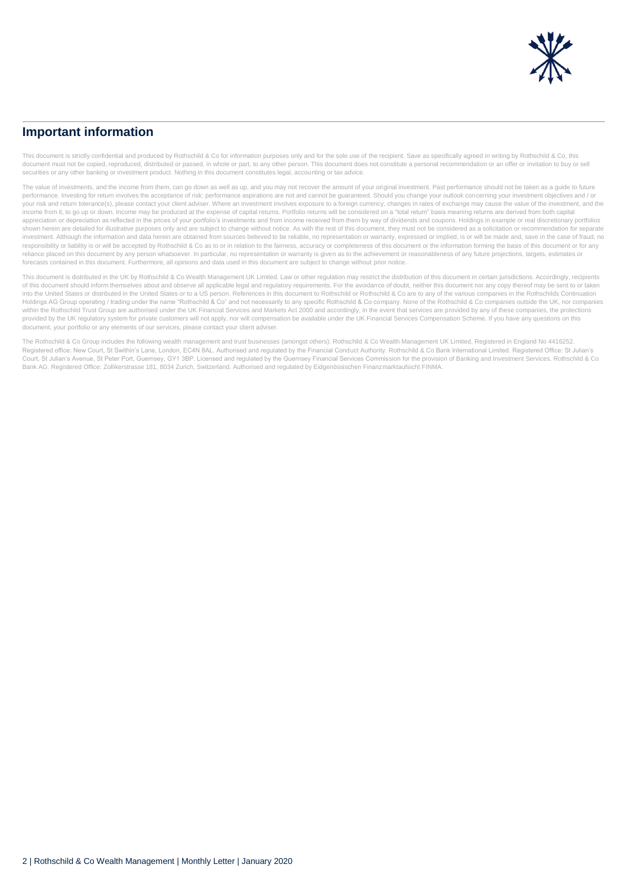## Important information

This document is strictly confidential and produced by Rothschild & Co for information purposes only and for the sole use of the recipient. Save as specifically agreed in writing by Rothschild & Co, this document must not be copied, reproduced, distributed or passed, in whole or part, to any other person. This document does not constitute a personal recommendation or an offer or invitation to buy or sell securities or any other banking or investment product. Nothing in this document constitutes legal, accounting or tax advice.

The value of investments, and the income from them, can go down as well as up, and you may not recover the amount of your original investment. Past performance should not be taken as a guide to future performance. Investing for return involves the acceptance of risk: performance aspirations are not and cannot be guaranteed. Should you change your outlook concerning your investment objectives and / or your risk and return tolerance(s), please contact your client adviser. Where an investment involves exposure to a foreign currency, changes in rates of exchange may cause the value of the investment, and the income from it, to go up or down. Income may be produced at the expense of capital returns. Portfolio returns will be considered on a "total return" basis meaning returns are derived from both capital appreciation or depreciation as reflected in the prices of your portfolio's investments and from income received from them by way of dividends and coupons. Holdings in example or real discretionary portfolios shown herein are detailed for illustrative purposes only and are subject to change without notice. As with the rest of this document, they must not be considered as a solicitation or recommendation for separate investment. Although the information and data herein are obtained from sources believed to be reliable, no representation or warranty, expressed or implied, is or will be made and, save in the case of fraud, no responsibility or liability is or will be accepted by Rothschild & Co as to or in relation to the fairness, accuracy or completeness of this document or the information forming the basis of this document or for any reliance placed on this document by any person whatsoever. In particular, no representation or warranty is given as to the achievement or reasonableness of any future projections, targets, estimates or forecasts contained in this document. Furthermore, all opinions and data used in this document are subject to change without prior notice.

This document is distributed in the UK by Rothschild & Co Wealth Management UK Limited. Law or other regulation may restrict the distribution of this document in certain jurisdictions. Accordingly, recipients of this document should inform themselves about and observe all applicable legal and regulatory requirements. For the avoidance of doubt, neither this document nor any copy thereof may be sent to or taken into the United States or distributed in the United States or to a US person. References in this document to Rothschild or Rothschild & Co are to any of the various companies in the Rothschilds Continuation Holdings AG Group operating / trading under the name "Rothschild & Co" and not necessarily to any specific Rothschild & Co company. None of the Rothschild & Co companies outside the UK, nor companies within the Rothschild Trust Group are authorised under the UK Financial Services and Markets Act 2000 and accordingly, in the event that services are provided by any of these companies, the protections provided by the UK regulatory system for private customers will not apply, nor will compensation be available under the UK Financial Services Compensation Scheme. If you have any questions on this document, your portfolio or any elements of our services, please contact your client adviser.

The Rothschild & Co Group includes the following wealth management and trust businesses (amongst others): Rothschild & Co Wealth Management UK Limited. Registered in England No 4416252. Registered office: New Court, St Swithin's Lane, London, EC4N 8AL. Authorised and regulated by the Financial Conduct Authority. Rothschild & Co Bank International Limited. Registered Office: St Julian's Court, St Julian's Avenue, St Peter Port, Guernsey, GY1 3BP. Licensed and regulated by the Guernsey Financial Services Commission for the provision of Banking and Investment Services. Rothschild & Co Bank AG. Registered Office: Zollikerstrasse 181, 8034 Zurich, Switzerland. Authorised and regulated by Eidgenössischen Finanzmarktaufsicht FINMA.